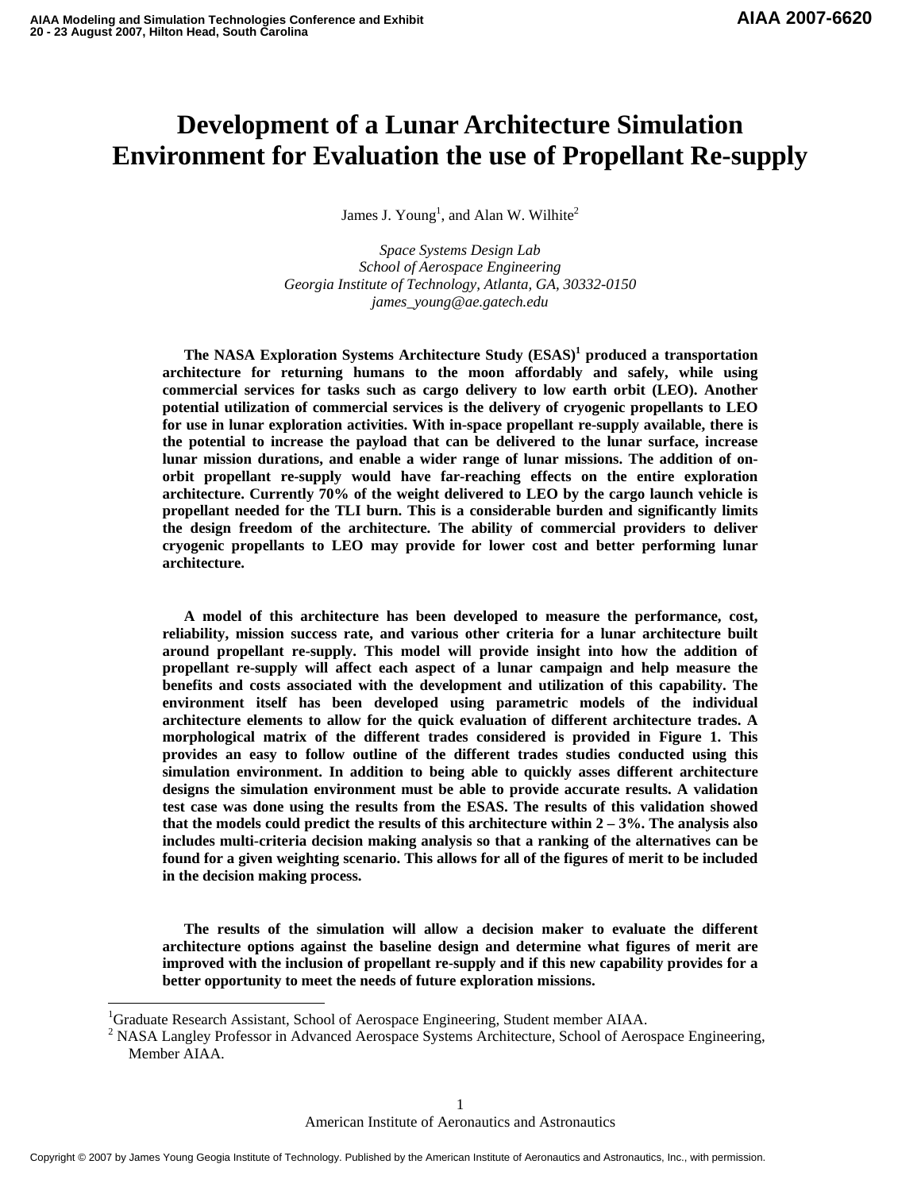# Development of a Lunar Architecture Simulation Environment for Evaluation the use of Propellant Re-supply

James J. Young[1], and Alan W. Wilhite[2]

*Space Systems Design Lab*
*School of Aerospace Engineering*
*Georgia Institute of Technology, Atlanta, GA, 30332-0150*
*james_young@ae.gatech.edu*

**The NASA Exploration Systems Architecture Study (ESAS)[1] produced a transportation architecture for returning humans to the moon affordably and safely, while using commercial services for tasks such as cargo delivery to low earth orbit (LEO). Another potential utilization of commercial services is the delivery of cryogenic propellants to LEO for use in lunar exploration activities. With in-space propellant re-supply available, there is the potential to increase the payload that can be delivered to the lunar surface, increase lunar mission durations, and enable a wider range of lunar missions. The addition of on-orbit propellant re-supply would have far-reaching effects on the entire exploration architecture. Currently 70% of the weight delivered to LEO by the cargo launch vehicle is propellant needed for the TLI burn. This is a considerable burden and significantly limits the design freedom of the architecture. The ability of commercial providers to deliver cryogenic propellants to LEO may provide for lower cost and better performing lunar architecture.**

**A model of this architecture has been developed to measure the performance, cost, reliability, mission success rate, and various other criteria for a lunar architecture built around propellant re-supply. This model will provide insight into how the addition of propellant re-supply will affect each aspect of a lunar campaign and help measure the benefits and costs associated with the development and utilization of this capability. The environment itself has been developed using parametric models of the individual architecture elements to allow for the quick evaluation of different architecture trades. A morphological matrix of the different trades considered is provided in Figure 1. This provides an easy to follow outline of the different trades studies conducted using this simulation environment. In addition to being able to quickly asses different architecture designs the simulation environment must be able to provide accurate results. A validation test case was done using the results from the ESAS. The results of this validation showed that the models could predict the results of this architecture within 2 – 3%. The analysis also includes multi-criteria decision making analysis so that a ranking of the alternatives can be found for a given weighting scenario. This allows for all of the figures of merit to be included in the decision making process.**

**The results of the simulation will allow a decision maker to evaluate the different architecture options against the baseline design and determine what figures of merit are improved with the inclusion of propellant re-supply and if this new capability provides for a better opportunity to meet the needs of future exploration missions.**

---

[1]Graduate Research Assistant, School of Aerospace Engineering, Student member AIAA.
[2] NASA Langley Professor in Advanced Aerospace Systems Architecture, School of Aerospace Engineering, Member AIAA.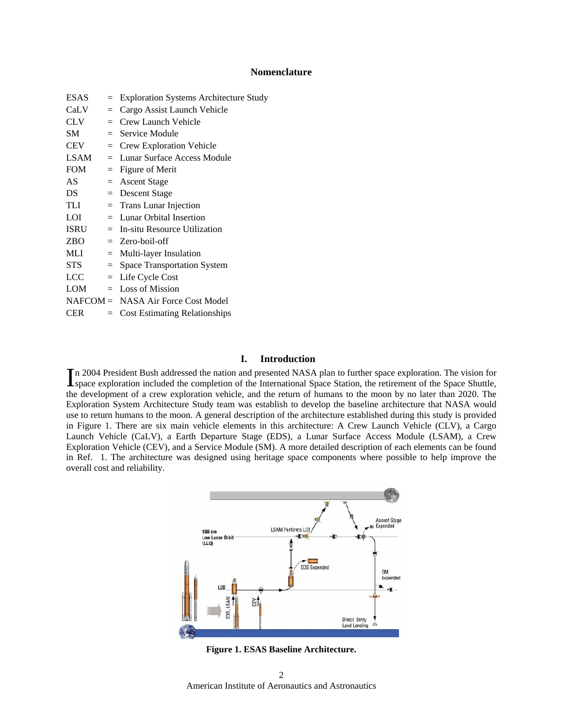## Nomenclature

ESAS = Exploration Systems Architecture Study
CaLV = Cargo Assist Launch Vehicle
CLV = Crew Launch Vehicle
SM = Service Module
CEV = Crew Exploration Vehicle
LSAM = Lunar Surface Access Module
FOM = Figure of Merit
AS = Ascent Stage
DS = Descent Stage
TLI = Trans Lunar Injection
LOI = Lunar Orbital Insertion
ISRU = In-situ Resource Utilization
ZBO = Zero-boil-off
MLI = Multi-layer Insulation
STS = Space Transportation System
LCC = Life Cycle Cost
LOM = Loss of Mission
NAFCOM = NASA Air Force Cost Model
CER = Cost Estimating Relationships

## I. Introduction

In 2004 President Bush addressed the nation and presented NASA plan to further space exploration. The vision for space exploration included the completion of the International Space Station, the retirement of the Space Shuttle, the development of a crew exploration vehicle, and the return of humans to the moon by no later than 2020. The Exploration System Architecture Study team was establish to develop the baseline architecture that NASA would use to return humans to the moon. A general description of the architecture established during this study is provided in Figure 1. There are six main vehicle elements in this architecture: A Crew Launch Vehicle (CLV), a Cargo Launch Vehicle (CaLV), a Earth Departure Stage (EDS), a Lunar Surface Access Module (LSAM), a Crew Exploration Vehicle (CEV), and a Service Module (SM). A more detailed description of each elements can be found in Ref. 1. The architecture was designed using heritage space components where possible to help improve the overall cost and reliability.

**Figure 1. ESAS Baseline Architecture.**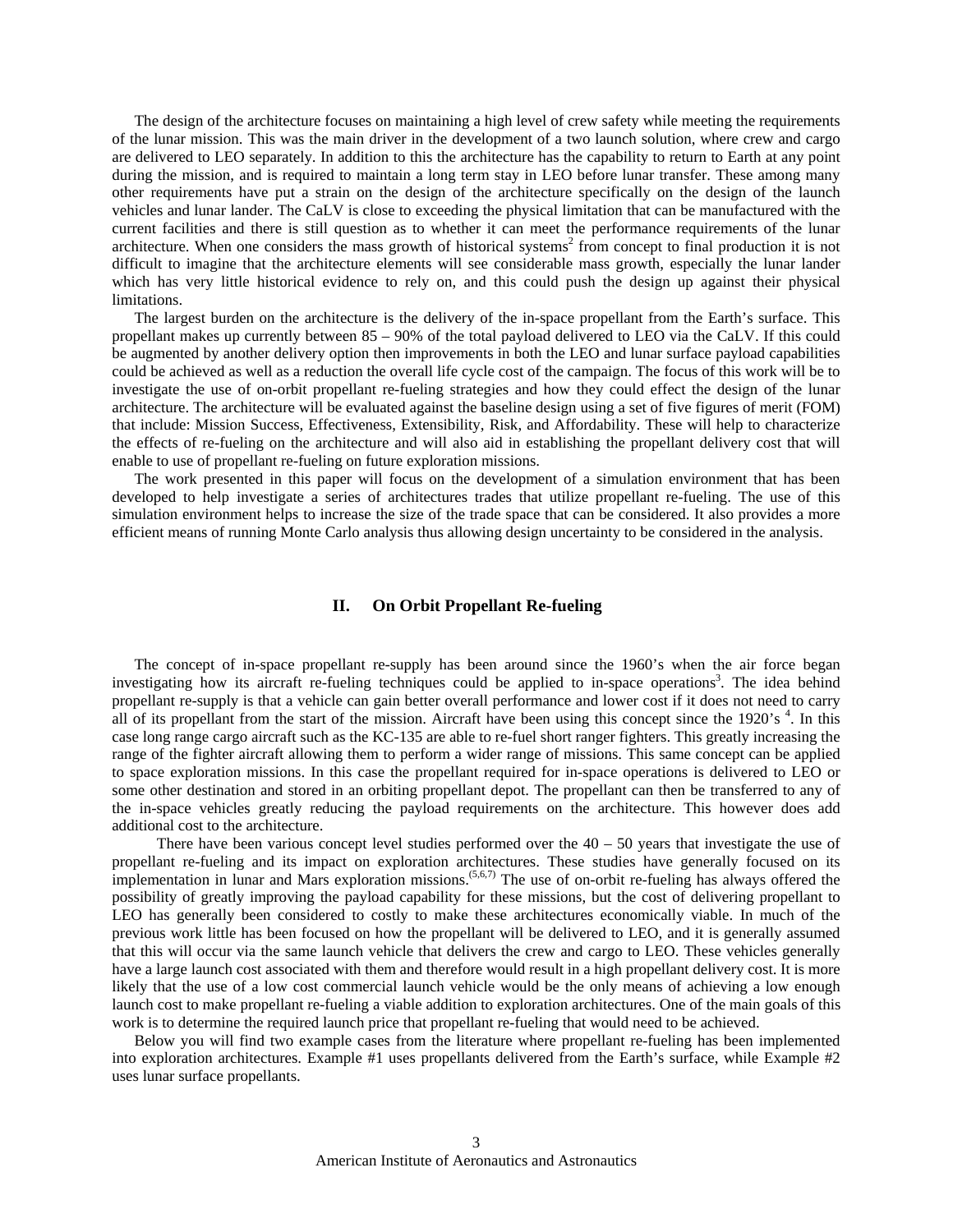The design of the architecture focuses on maintaining a high level of crew safety while meeting the requirements of the lunar mission. This was the main driver in the development of a two launch solution, where crew and cargo are delivered to LEO separately. In addition to this the architecture has the capability to return to Earth at any point during the mission, and is required to maintain a long term stay in LEO before lunar transfer. These among many other requirements have put a strain on the design of the architecture specifically on the design of the launch vehicles and lunar lander. The CaLV is close to exceeding the physical limitation that can be manufactured with the current facilities and there is still question as to whether it can meet the performance requirements of the lunar architecture. When one considers the mass growth of historical systems[2] from concept to final production it is not difficult to imagine that the architecture elements will see considerable mass growth, especially the lunar lander which has very little historical evidence to rely on, and this could push the design up against their physical limitations.

The largest burden on the architecture is the delivery of the in-space propellant from the Earth's surface. This propellant makes up currently between 85 – 90% of the total payload delivered to LEO via the CaLV. If this could be augmented by another delivery option then improvements in both the LEO and lunar surface payload capabilities could be achieved as well as a reduction the overall life cycle cost of the campaign. The focus of this work will be to investigate the use of on-orbit propellant re-fueling strategies and how they could effect the design of the lunar architecture. The architecture will be evaluated against the baseline design using a set of five figures of merit (FOM) that include: Mission Success, Effectiveness, Extensibility, Risk, and Affordability. These will help to characterize the effects of re-fueling on the architecture and will also aid in establishing the propellant delivery cost that will enable to use of propellant re-fueling on future exploration missions.

The work presented in this paper will focus on the development of a simulation environment that has been developed to help investigate a series of architectures trades that utilize propellant re-fueling. The use of this simulation environment helps to increase the size of the trade space that can be considered. It also provides a more efficient means of running Monte Carlo analysis thus allowing design uncertainty to be considered in the analysis.

## II. On Orbit Propellant Re-fueling

The concept of in-space propellant re-supply has been around since the 1960's when the air force began investigating how its aircraft re-fueling techniques could be applied to in-space operations[3]. The idea behind propellant re-supply is that a vehicle can gain better overall performance and lower cost if it does not need to carry all of its propellant from the start of the mission. Aircraft have been using this concept since the 1920's [4]. In this case long range cargo aircraft such as the KC-135 are able to re-fuel short ranger fighters. This greatly increasing the range of the fighter aircraft allowing them to perform a wider range of missions. This same concept can be applied to space exploration missions. In this case the propellant required for in-space operations is delivered to LEO or some other destination and stored in an orbiting propellant depot. The propellant can then be transferred to any of the in-space vehicles greatly reducing the payload requirements on the architecture. This however does add additional cost to the architecture.

There have been various concept level studies performed over the 40 – 50 years that investigate the use of propellant re-fueling and its impact on exploration architectures. These studies have generally focused on its implementation in lunar and Mars exploration missions.[5,6,7] The use of on-orbit re-fueling has always offered the possibility of greatly improving the payload capability for these missions, but the cost of delivering propellant to LEO has generally been considered to costly to make these architectures economically viable. In much of the previous work little has been focused on how the propellant will be delivered to LEO, and it is generally assumed that this will occur via the same launch vehicle that delivers the crew and cargo to LEO. These vehicles generally have a large launch cost associated with them and therefore would result in a high propellant delivery cost. It is more likely that the use of a low cost commercial launch vehicle would be the only means of achieving a low enough launch cost to make propellant re-fueling a viable addition to exploration architectures. One of the main goals of this work is to determine the required launch price that propellant re-fueling that would need to be achieved.

Below you will find two example cases from the literature where propellant re-fueling has been implemented into exploration architectures. Example #1 uses propellants delivered from the Earth's surface, while Example #2 uses lunar surface propellants.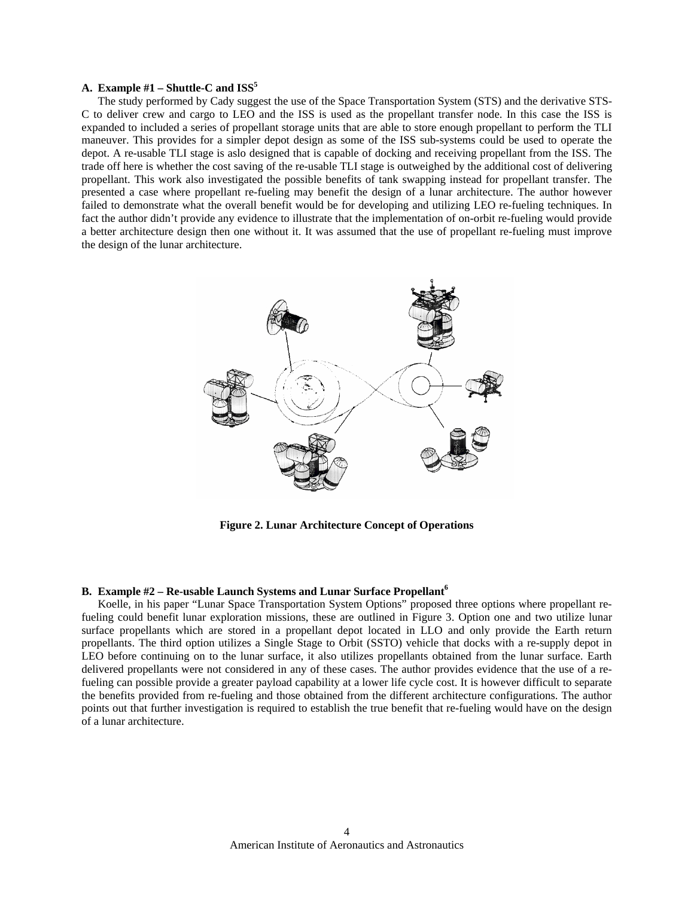### A. Example #1 – Shuttle-C and ISS[5]

The study performed by Cady suggest the use of the Space Transportation System (STS) and the derivative STS-C to deliver crew and cargo to LEO and the ISS is used as the propellant transfer node. In this case the ISS is expanded to included a series of propellant storage units that are able to store enough propellant to perform the TLI maneuver. This provides for a simpler depot design as some of the ISS sub-systems could be used to operate the depot. A re-usable TLI stage is aslo designed that is capable of docking and receiving propellant from the ISS. The trade off here is whether the cost saving of the re-usable TLI stage is outweighed by the additional cost of delivering propellant. This work also investigated the possible benefits of tank swapping instead for propellant transfer. The presented a case where propellant re-fueling may benefit the design of a lunar architecture. The author however failed to demonstrate what the overall benefit would be for developing and utilizing LEO re-fueling techniques. In fact the author didn't provide any evidence to illustrate that the implementation of on-orbit re-fueling would provide a better architecture design then one without it. It was assumed that the use of propellant re-fueling must improve the design of the lunar architecture.

**Figure 2. Lunar Architecture Concept of Operations**

### B. Example #2 – Re-usable Launch Systems and Lunar Surface Propellant[6]

Koelle, in his paper "Lunar Space Transportation System Options" proposed three options where propellant re-fueling could benefit lunar exploration missions, these are outlined in Figure 3. Option one and two utilize lunar surface propellants which are stored in a propellant depot located in LLO and only provide the Earth return propellants. The third option utilizes a Single Stage to Orbit (SSTO) vehicle that docks with a re-supply depot in LEO before continuing on to the lunar surface, it also utilizes propellants obtained from the lunar surface. Earth delivered propellants were not considered in any of these cases. The author provides evidence that the use of a re-fueling can possible provide a greater payload capability at a lower life cycle cost. It is however difficult to separate the benefits provided from re-fueling and those obtained from the different architecture configurations. The author points out that further investigation is required to establish the true benefit that re-fueling would have on the design of a lunar architecture.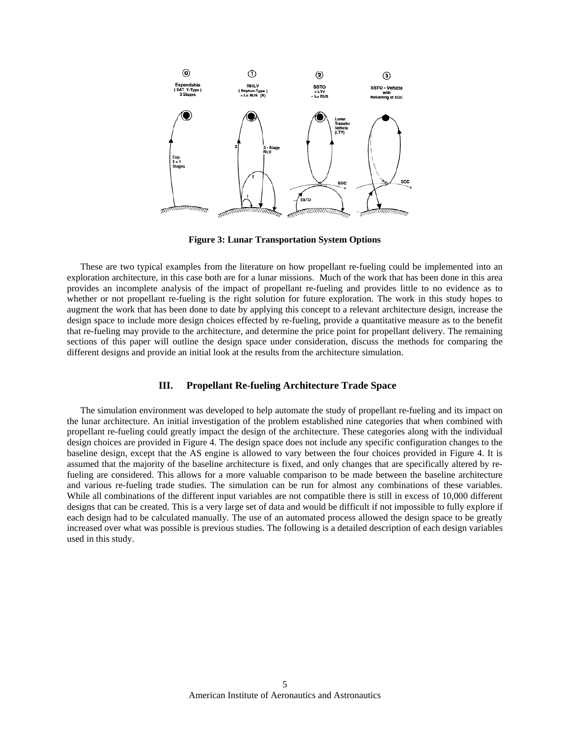**Figure 3: Lunar Transportation System Options**

These are two typical examples from the literature on how propellant re-fueling could be implemented into an exploration architecture, in this case both are for a lunar missions. Much of the work that has been done in this area provides an incomplete analysis of the impact of propellant re-fueling and provides little to no evidence as to whether or not propellant re-fueling is the right solution for future exploration. The work in this study hopes to augment the work that has been done to date by applying this concept to a relevant architecture design, increase the design space to include more design choices effected by re-fueling, provide a quantitative measure as to the benefit that re-fueling may provide to the architecture, and determine the price point for propellant delivery. The remaining sections of this paper will outline the design space under consideration, discuss the methods for comparing the different designs and provide an initial look at the results from the architecture simulation.

## III. Propellant Re-fueling Architecture Trade Space

The simulation environment was developed to help automate the study of propellant re-fueling and its impact on the lunar architecture. An initial investigation of the problem established nine categories that when combined with propellant re-fueling could greatly impact the design of the architecture. These categories along with the individual design choices are provided in Figure 4. The design space does not include any specific configuration changes to the baseline design, except that the AS engine is allowed to vary between the four choices provided in Figure 4. It is assumed that the majority of the baseline architecture is fixed, and only changes that are specifically altered by re-fueling are considered. This allows for a more valuable comparison to be made between the baseline architecture and various re-fueling trade studies. The simulation can be run for almost any combinations of these variables. While all combinations of the different input variables are not compatible there is still in excess of 10,000 different designs that can be created. This is a very large set of data and would be difficult if not impossible to fully explore if each design had to be calculated manually. The use of an automated process allowed the design space to be greatly increased over what was possible is previous studies. The following is a detailed description of each design variables used in this study.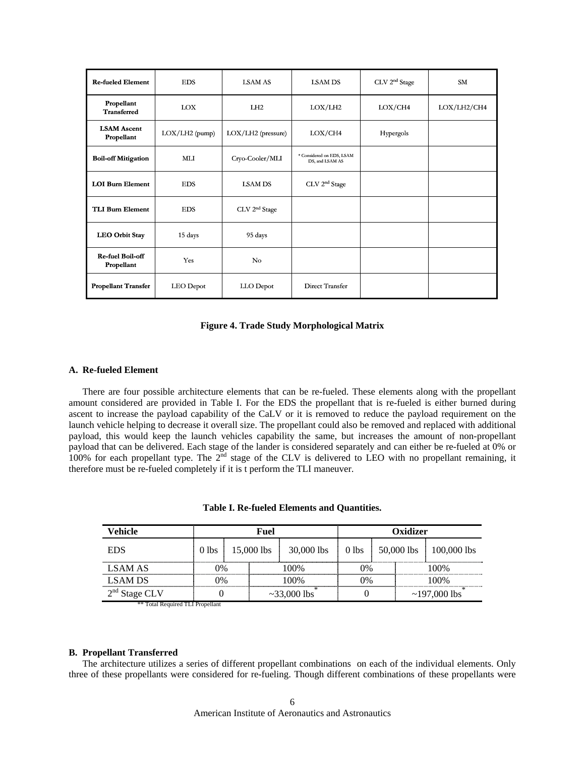| Re-fueled Element | EDS | LSAM AS | LSAM DS | CLV 2nd Stage | SM |
|---|---|---|---|---|---|
| Propellant Transferred | LOX | LH2 | LOX/LH2 | LOX/CH4 | LOX/LH2/CH4 |
| LSAM Ascent Propellant | LOX/LH2 (pump) | LOX/LH2 (pressure) | LOX/CH4 | Hypergols | |
| Boil-off Mitigation | MLI | Cryo-Cooler/MLI | * Considered on EDS, LSAM DS, and LSAM AS | | |
| LOI Burn Element | EDS | LSAM DS | CLV 2nd Stage | | |
| TLI Burn Element | EDS | CLV 2nd Stage | | | |
| LEO Orbit Stay | 15 days | 95 days | | | |
| Re-fuel Boil-off Propellant | Yes | No | | | |
| Propellant Transfer | LEO Depot | LLO Depot | Direct Transfer | | |

**Figure 4. Trade Study Morphological Matrix**

### A. Re-fueled Element

There are four possible architecture elements that can be re-fueled. These elements along with the propellant amount considered are provided in Table I. For the EDS the propellant that is re-fueled is either burned during ascent to increase the payload capability of the CaLV or it is removed to reduce the payload requirement on the launch vehicle helping to decrease it overall size. The propellant could also be removed and replaced with additional payload, this would keep the launch vehicles capability the same, but increases the amount of non-propellant payload that can be delivered. Each stage of the lander is considered separately and can either be re-fueled at 0% or 100% for each propellant type. The 2nd stage of the CLV is delivered to LEO with no propellant remaining, it therefore must be re-fueled completely if it is t perform the TLI maneuver.

**Table I. Re-fueled Elements and Quantities.**

| Vehicle | Fuel | | | Oxidizer | | |
|---|---|---|---|---|---|---|
| EDS | 0 lbs | 15,000 lbs | 30,000 lbs | 0 lbs | 50,000 lbs | 100,000 lbs |
| LSAM AS | 0% | 100% | | 0% | 100% | |
| LSAM DS | 0% | 100% | | 0% | 100% | |
| 2nd Stage CLV | 0 | ~33,000 lbs* | | 0 | ~197,000 lbs* | |

\*\* Total Required TLI Propellant

### B. Propellant Transferred

The architecture utilizes a series of different propellant combinations on each of the individual elements. Only three of these propellants were considered for re-fueling. Though different combinations of these propellants were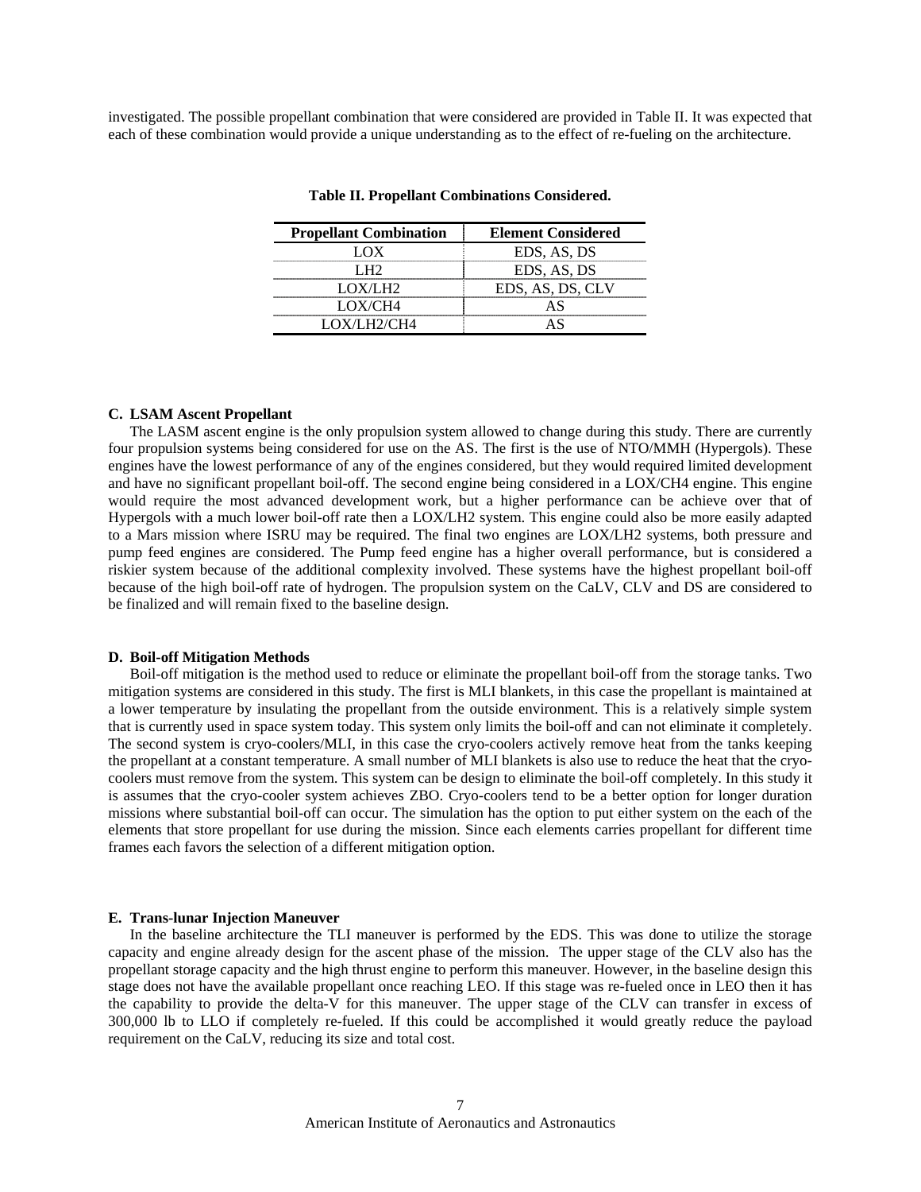investigated. The possible propellant combination that were considered are provided in Table II. It was expected that each of these combination would provide a unique understanding as to the effect of re-fueling on the architecture.

**Table II. Propellant Combinations Considered.**

| Propellant Combination | Element Considered |
|---|---|
| LOX | EDS, AS, DS |
| LH2 | EDS, AS, DS |
| LOX/LH2 | EDS, AS, DS, CLV |
| LOX/CH4 | AS |
| LOX/LH2/CH4 | AS |

### C. LSAM Ascent Propellant

The LASM ascent engine is the only propulsion system allowed to change during this study. There are currently four propulsion systems being considered for use on the AS. The first is the use of NTO/MMH (Hypergols). These engines have the lowest performance of any of the engines considered, but they would required limited development and have no significant propellant boil-off. The second engine being considered in a LOX/CH4 engine. This engine would require the most advanced development work, but a higher performance can be achieve over that of Hypergols with a much lower boil-off rate then a LOX/LH2 system. This engine could also be more easily adapted to a Mars mission where ISRU may be required. The final two engines are LOX/LH2 systems, both pressure and pump feed engines are considered. The Pump feed engine has a higher overall performance, but is considered a riskier system because of the additional complexity involved. These systems have the highest propellant boil-off because of the high boil-off rate of hydrogen. The propulsion system on the CaLV, CLV and DS are considered to be finalized and will remain fixed to the baseline design.

### D. Boil-off Mitigation Methods

Boil-off mitigation is the method used to reduce or eliminate the propellant boil-off from the storage tanks. Two mitigation systems are considered in this study. The first is MLI blankets, in this case the propellant is maintained at a lower temperature by insulating the propellant from the outside environment. This is a relatively simple system that is currently used in space system today. This system only limits the boil-off and can not eliminate it completely. The second system is cryo-coolers/MLI, in this case the cryo-coolers actively remove heat from the tanks keeping the propellant at a constant temperature. A small number of MLI blankets is also use to reduce the heat that the cryo-coolers must remove from the system. This system can be design to eliminate the boil-off completely. In this study it is assumes that the cryo-cooler system achieves ZBO. Cryo-coolers tend to be a better option for longer duration missions where substantial boil-off can occur. The simulation has the option to put either system on the each of the elements that store propellant for use during the mission. Since each elements carries propellant for different time frames each favors the selection of a different mitigation option.

### E. Trans-lunar Injection Maneuver

In the baseline architecture the TLI maneuver is performed by the EDS. This was done to utilize the storage capacity and engine already design for the ascent phase of the mission. The upper stage of the CLV also has the propellant storage capacity and the high thrust engine to perform this maneuver. However, in the baseline design this stage does not have the available propellant once reaching LEO. If this stage was re-fueled once in LEO then it has the capability to provide the delta-V for this maneuver. The upper stage of the CLV can transfer in excess of 300,000 lb to LLO if completely re-fueled. If this could be accomplished it would greatly reduce the payload requirement on the CaLV, reducing its size and total cost.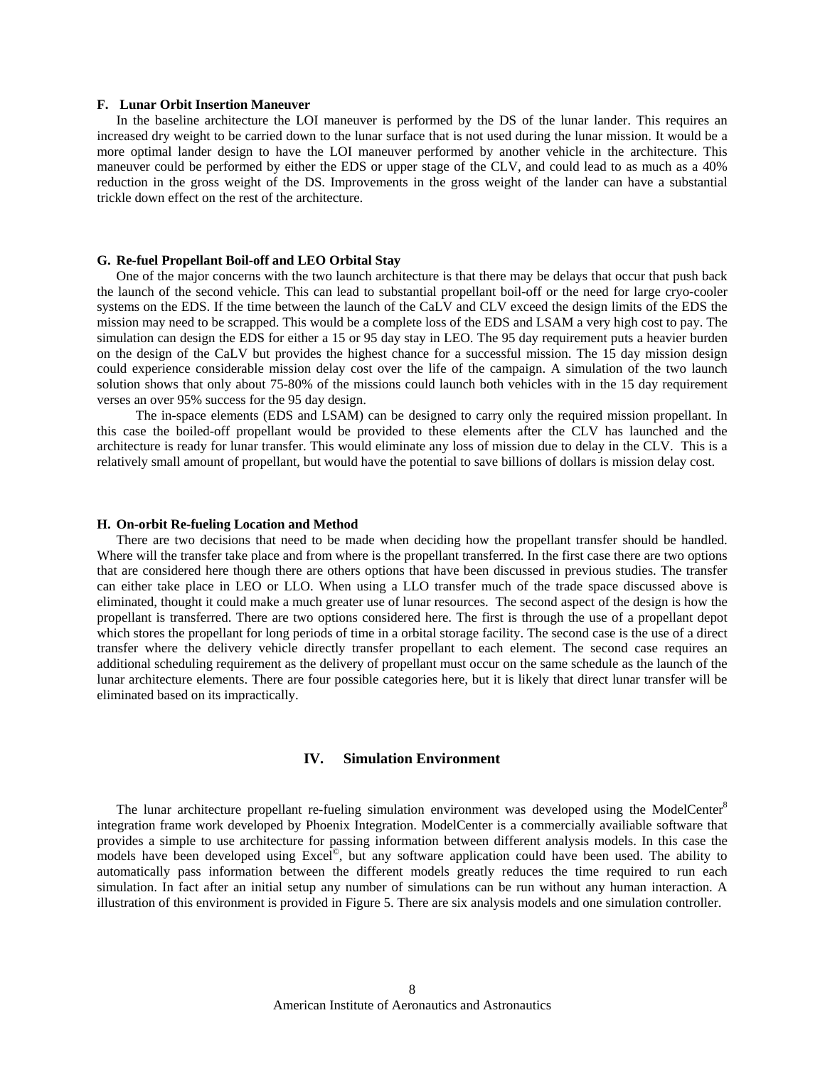### F. Lunar Orbit Insertion Maneuver

In the baseline architecture the LOI maneuver is performed by the DS of the lunar lander. This requires an increased dry weight to be carried down to the lunar surface that is not used during the lunar mission. It would be a more optimal lander design to have the LOI maneuver performed by another vehicle in the architecture. This maneuver could be performed by either the EDS or upper stage of the CLV, and could lead to as much as a 40% reduction in the gross weight of the DS. Improvements in the gross weight of the lander can have a substantial trickle down effect on the rest of the architecture.

### G. Re-fuel Propellant Boil-off and LEO Orbital Stay

One of the major concerns with the two launch architecture is that there may be delays that occur that push back the launch of the second vehicle. This can lead to substantial propellant boil-off or the need for large cryo-cooler systems on the EDS. If the time between the launch of the CaLV and CLV exceed the design limits of the EDS the mission may need to be scrapped. This would be a complete loss of the EDS and LSAM a very high cost to pay. The simulation can design the EDS for either a 15 or 95 day stay in LEO. The 95 day requirement puts a heavier burden on the design of the CaLV but provides the highest chance for a successful mission. The 15 day mission design could experience considerable mission delay cost over the life of the campaign. A simulation of the two launch solution shows that only about 75-80% of the missions could launch both vehicles with in the 15 day requirement verses an over 95% success for the 95 day design.

The in-space elements (EDS and LSAM) can be designed to carry only the required mission propellant. In this case the boiled-off propellant would be provided to these elements after the CLV has launched and the architecture is ready for lunar transfer. This would eliminate any loss of mission due to delay in the CLV. This is a relatively small amount of propellant, but would have the potential to save billions of dollars is mission delay cost.

### H. On-orbit Re-fueling Location and Method

There are two decisions that need to be made when deciding how the propellant transfer should be handled. Where will the transfer take place and from where is the propellant transferred. In the first case there are two options that are considered here though there are others options that have been discussed in previous studies. The transfer can either take place in LEO or LLO. When using a LLO transfer much of the trade space discussed above is eliminated, thought it could make a much greater use of lunar resources. The second aspect of the design is how the propellant is transferred. There are two options considered here. The first is through the use of a propellant depot which stores the propellant for long periods of time in a orbital storage facility. The second case is the use of a direct transfer where the delivery vehicle directly transfer propellant to each element. The second case requires an additional scheduling requirement as the delivery of propellant must occur on the same schedule as the launch of the lunar architecture elements. There are four possible categories here, but it is likely that direct lunar transfer will be eliminated based on its impractically.

## IV. Simulation Environment

The lunar architecture propellant re-fueling simulation environment was developed using the ModelCenter[8] integration frame work developed by Phoenix Integration. ModelCenter is a commercially availiable software that provides a simple to use architecture for passing information between different analysis models. In this case the models have been developed using Excel©, but any software application could have been used. The ability to automatically pass information between the different models greatly reduces the time required to run each simulation. In fact after an initial setup any number of simulations can be run without any human interaction. A illustration of this environment is provided in Figure 5. There are six analysis models and one simulation controller.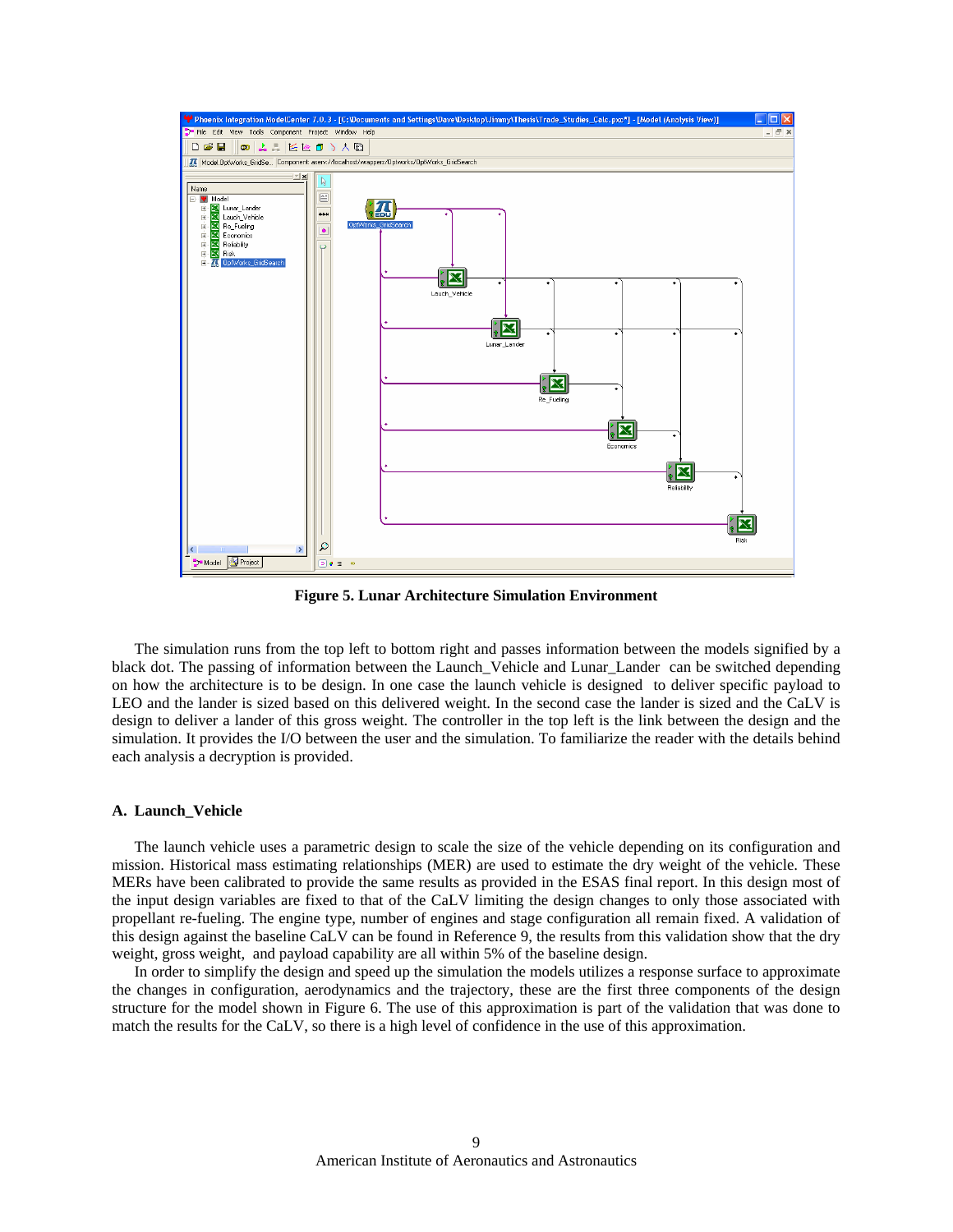Figure 5. Lunar Architecture Simulation Environment

The simulation runs from the top left to bottom right and passes information between the models signified by a black dot. The passing of information between the Launch_Vehicle and Lunar_Lander can be switched depending on how the architecture is to be design. In one case the launch vehicle is designed to deliver specific payload to LEO and the lander is sized based on this delivered weight. In the second case the lander is sized and the CaLV is design to deliver a lander of this gross weight. The controller in the top left is the link between the design and the simulation. It provides the I/O between the user and the simulation. To familiarize the reader with the details behind each analysis a decryption is provided.

### A. Launch_Vehicle

The launch vehicle uses a parametric design to scale the size of the vehicle depending on its configuration and mission. Historical mass estimating relationships (MER) are used to estimate the dry weight of the vehicle. These MERs have been calibrated to provide the same results as provided in the ESAS final report. In this design most of the input design variables are fixed to that of the CaLV limiting the design changes to only those associated with propellant re-fueling. The engine type, number of engines and stage configuration all remain fixed. A validation of this design against the baseline CaLV can be found in Reference 9, the results from this validation show that the dry weight, gross weight, and payload capability are all within 5% of the baseline design.

In order to simplify the design and speed up the simulation the models utilizes a response surface to approximate the changes in configuration, aerodynamics and the trajectory, these are the first three components of the design structure for the model shown in Figure 6. The use of this approximation is part of the validation that was done to match the results for the CaLV, so there is a high level of confidence in the use of this approximation.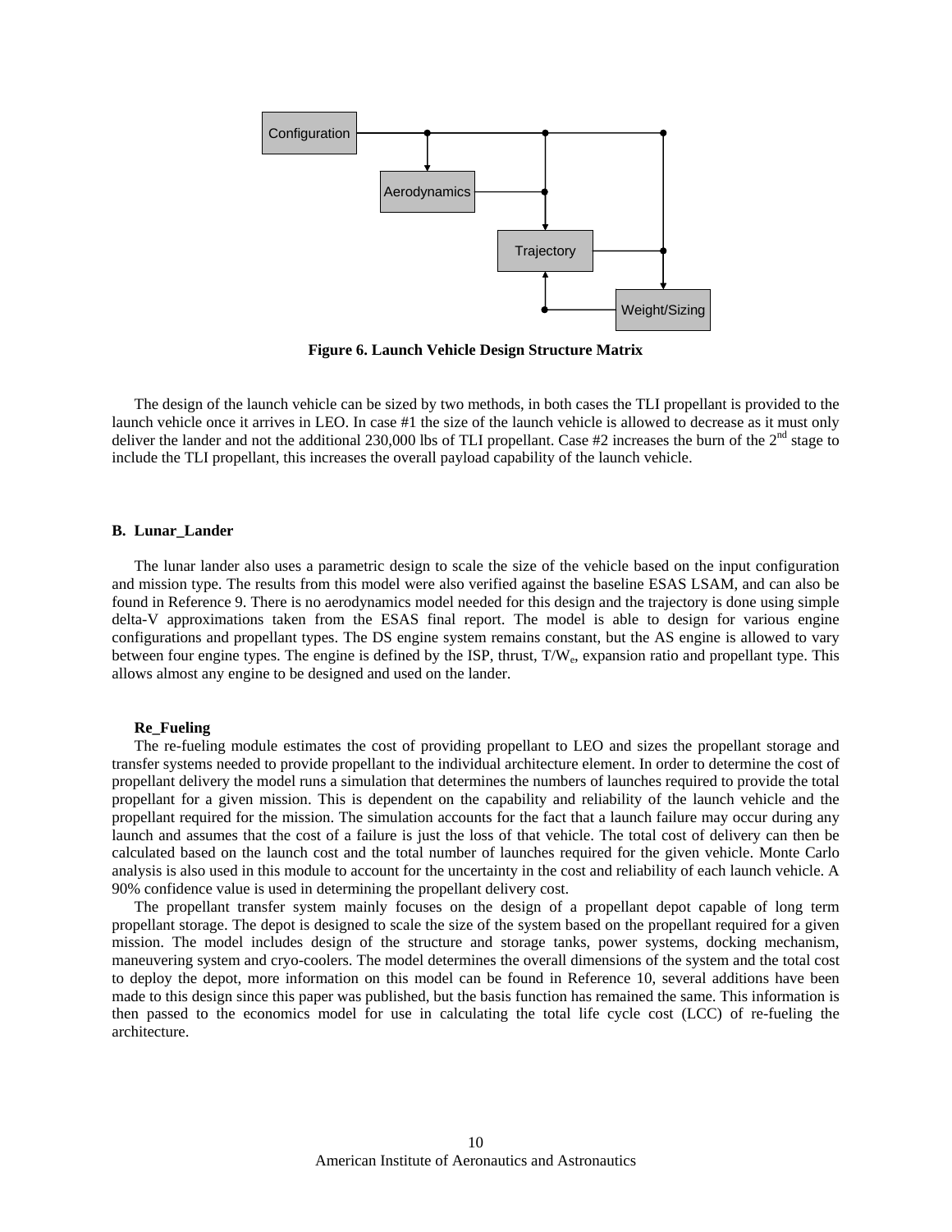Configuration

Aerodynamics

Trajectory

Weight/Sizing

**Figure 6. Launch Vehicle Design Structure Matrix**

The design of the launch vehicle can be sized by two methods, in both cases the TLI propellant is provided to the launch vehicle once it arrives in LEO. In case #1 the size of the launch vehicle is allowed to decrease as it must only deliver the lander and not the additional 230,000 lbs of TLI propellant. Case #2 increases the burn of the 2nd stage to include the TLI propellant, this increases the overall payload capability of the launch vehicle.

### B. Lunar_Lander

The lunar lander also uses a parametric design to scale the size of the vehicle based on the input configuration and mission type. The results from this model were also verified against the baseline ESAS LSAM, and can also be found in Reference 9. There is no aerodynamics model needed for this design and the trajectory is done using simple delta-V approximations taken from the ESAS final report. The model is able to design for various engine configurations and propellant types. The DS engine system remains constant, but the AS engine is allowed to vary between four engine types. The engine is defined by the ISP, thrust, $T/W_e$, expansion ratio and propellant type. This allows almost any engine to be designed and used on the lander.

#### Re_Fueling

The re-fueling module estimates the cost of providing propellant to LEO and sizes the propellant storage and transfer systems needed to provide propellant to the individual architecture element. In order to determine the cost of propellant delivery the model runs a simulation that determines the numbers of launches required to provide the total propellant for a given mission. This is dependent on the capability and reliability of the launch vehicle and the propellant required for the mission. The simulation accounts for the fact that a launch failure may occur during any launch and assumes that the cost of a failure is just the loss of that vehicle. The total cost of delivery can then be calculated based on the launch cost and the total number of launches required for the given vehicle. Monte Carlo analysis is also used in this module to account for the uncertainty in the cost and reliability of each launch vehicle. A 90% confidence value is used in determining the propellant delivery cost.

The propellant transfer system mainly focuses on the design of a propellant depot capable of long term propellant storage. The depot is designed to scale the size of the system based on the propellant required for a given mission. The model includes design of the structure and storage tanks, power systems, docking mechanism, maneuvering system and cryo-coolers. The model determines the overall dimensions of the system and the total cost to deploy the depot, more information on this model can be found in Reference 10, several additions have been made to this design since this paper was published, but the basis function has remained the same. This information is then passed to the economics model for use in calculating the total life cycle cost (LCC) of re-fueling the architecture.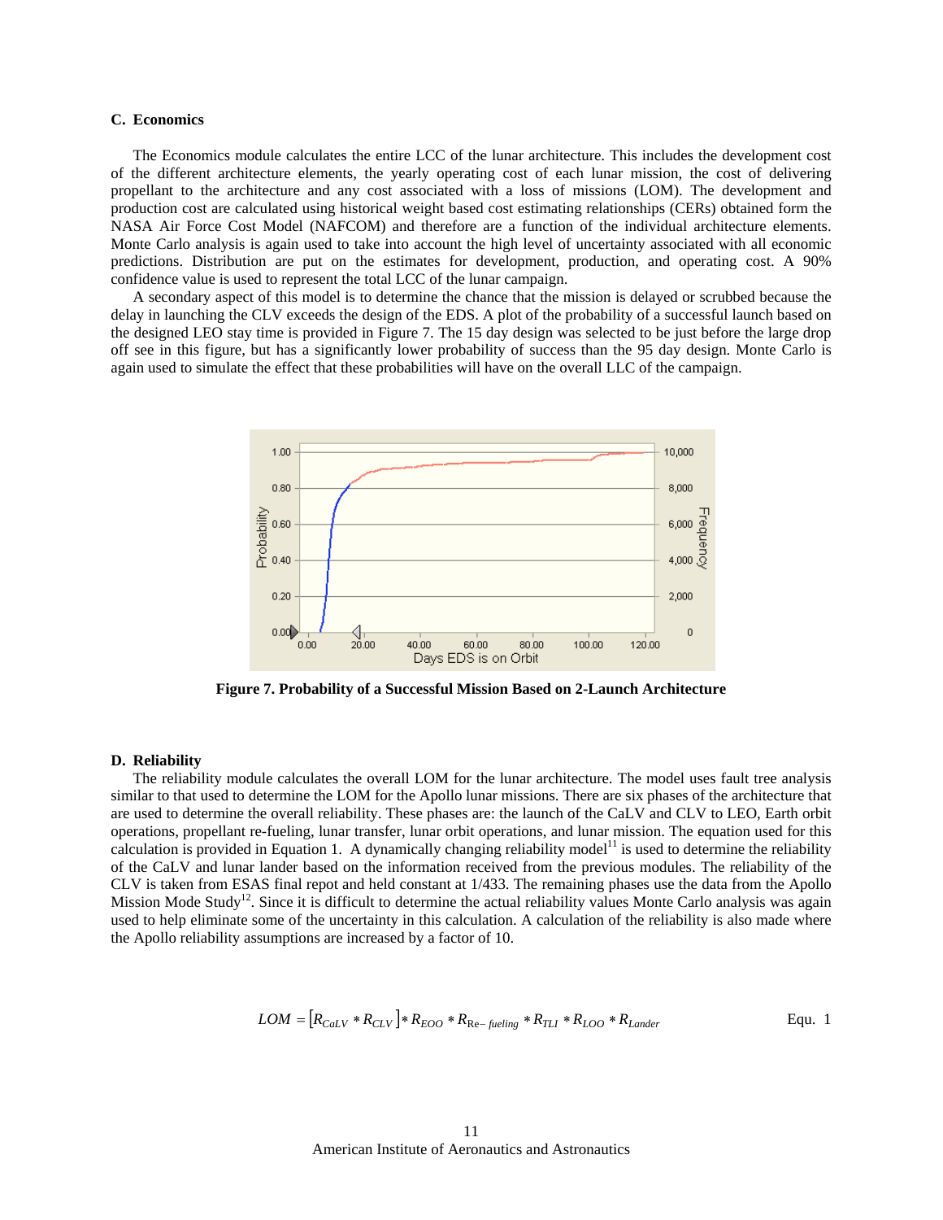### C. Economics

The Economics module calculates the entire LCC of the lunar architecture. This includes the development cost of the different architecture elements, the yearly operating cost of each lunar mission, the cost of delivering propellant to the architecture and any cost associated with a loss of missions (LOM). The development and production cost are calculated using historical weight based cost estimating relationships (CERs) obtained form the NASA Air Force Cost Model (NAFCOM) and therefore are a function of the individual architecture elements. Monte Carlo analysis is again used to take into account the high level of uncertainty associated with all economic predictions. Distribution are put on the estimates for development, production, and operating cost. A 90% confidence value is used to represent the total LCC of the lunar campaign.

A secondary aspect of this model is to determine the chance that the mission is delayed or scrubbed because the delay in launching the CLV exceeds the design of the EDS. A plot of the probability of a successful launch based on the designed LEO stay time is provided in Figure 7. The 15 day design was selected to be just before the large drop off see in this figure, but has a significantly lower probability of success than the 95 day design. Monte Carlo is again used to simulate the effect that these probabilities will have on the overall LLC of the campaign.

**Figure 7. Probability of a Successful Mission Based on 2-Launch Architecture**

### D. Reliability

The reliability module calculates the overall LOM for the lunar architecture. The model uses fault tree analysis similar to that used to determine the LOM for the Apollo lunar missions. There are six phases of the architecture that are used to determine the overall reliability. These phases are: the launch of the CaLV and CLV to LEO, Earth orbit operations, propellant re-fueling, lunar transfer, lunar orbit operations, and lunar mission. The equation used for this calculation is provided in Equation 1. A dynamically changing reliability model[11] is used to determine the reliability of the CaLV and lunar lander based on the information received from the previous modules. The reliability of the CLV is taken from ESAS final repot and held constant at 1/433. The remaining phases use the data from the Apollo Mission Mode Study[12]. Since it is difficult to determine the actual reliability values Monte Carlo analysis was again used to help eliminate some of the uncertainty in this calculation. A calculation of the reliability is also made where the Apollo reliability assumptions are increased by a factor of 10.

$$LOM = [R_{CaLV} * R_{CLV}] * R_{EOO} * R_{\text{Re}-fueling} * R_{TLI} * R_{LOO} * R_{Lander} \quad \text{Equ. 1}$$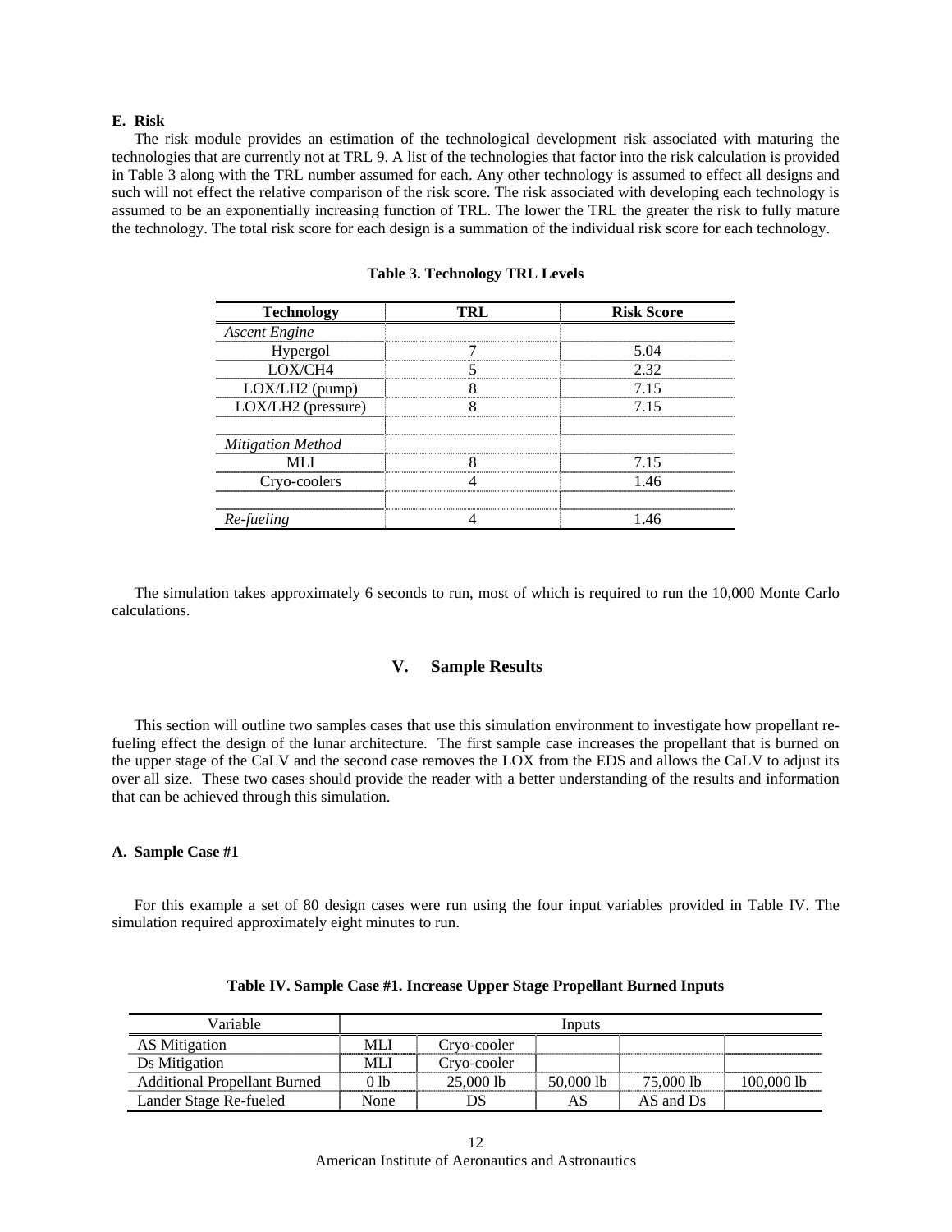### E. Risk

The risk module provides an estimation of the technological development risk associated with maturing the technologies that are currently not at TRL 9. A list of the technologies that factor into the risk calculation is provided in Table 3 along with the TRL number assumed for each. Any other technology is assumed to effect all designs and such will not effect the relative comparison of the risk score. The risk associated with developing each technology is assumed to be an exponentially increasing function of TRL. The lower the TRL the greater the risk to fully mature the technology. The total risk score for each design is a summation of the individual risk score for each technology.

**Table 3. Technology TRL Levels**

| Technology | TRL | Risk Score |
|---|---|---|
| *Ascent Engine* | | |
| Hypergol | 7 | 5.04 |
| LOX/CH4 | 5 | 2.32 |
| LOX/LH2 (pump) | 8 | 7.15 |
| LOX/LH2 (pressure) | 8 | 7.15 |
| | | |
| *Mitigation Method* | | |
| MLI | 8 | 7.15 |
| Cryo-coolers | 4 | 1.46 |
| | | |
| *Re-fueling* | 4 | 1.46 |

The simulation takes approximately 6 seconds to run, most of which is required to run the 10,000 Monte Carlo calculations.

## V. Sample Results

This section will outline two samples cases that use this simulation environment to investigate how propellant re-fueling effect the design of the lunar architecture. The first sample case increases the propellant that is burned on the upper stage of the CaLV and the second case removes the LOX from the EDS and allows the CaLV to adjust its over all size. These two cases should provide the reader with a better understanding of the results and information that can be achieved through this simulation.

### A. Sample Case #1

For this example a set of 80 design cases were run using the four input variables provided in Table IV. The simulation required approximately eight minutes to run.

**Table IV. Sample Case #1. Increase Upper Stage Propellant Burned Inputs**

| Variable | Inputs | | | | |
|---|---|---|---|---|---|
| AS Mitigation | MLI | Cryo-cooler | | | |
| Ds Mitigation | MLI | Cryo-cooler | | | |
| Additional Propellant Burned | 0 lb | 25,000 lb | 50,000 lb | 75,000 lb | 100,000 lb |
| Lander Stage Re-fueled | None | DS | AS | AS and Ds | |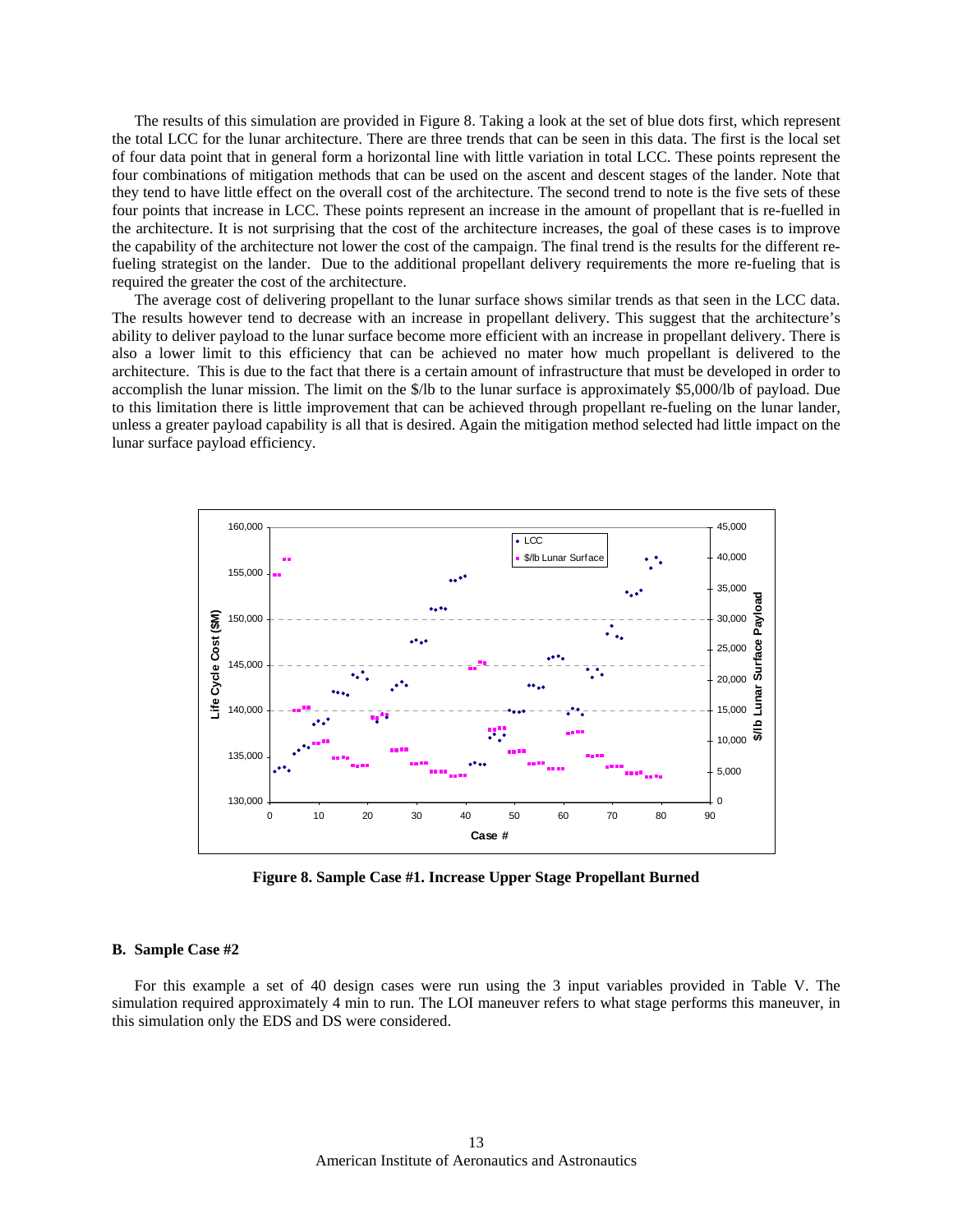The results of this simulation are provided in Figure 8. Taking a look at the set of blue dots first, which represent the total LCC for the lunar architecture. There are three trends that can be seen in this data. The first is the local set of four data point that in general form a horizontal line with little variation in total LCC. These points represent the four combinations of mitigation methods that can be used on the ascent and descent stages of the lander. Note that they tend to have little effect on the overall cost of the architecture. The second trend to note is the five sets of these four points that increase in LCC. These points represent an increase in the amount of propellant that is re-fuelled in the architecture. It is not surprising that the cost of the architecture increases, the goal of these cases is to improve the capability of the architecture not lower the cost of the campaign. The final trend is the results for the different re-fueling strategist on the lander. Due to the additional propellant delivery requirements the more re-fueling that is required the greater the cost of the architecture.

The average cost of delivering propellant to the lunar surface shows similar trends as that seen in the LCC data. The results however tend to decrease with an increase in propellant delivery. This suggest that the architecture's ability to deliver payload to the lunar surface become more efficient with an increase in propellant delivery. There is also a lower limit to this efficiency that can be achieved no mater how much propellant is delivered to the architecture. This is due to the fact that there is a certain amount of infrastructure that must be developed in order to accomplish the lunar mission. The limit on the $/lb to the lunar surface is approximately $5,000/lb of payload. Due to this limitation there is little improvement that can be achieved through propellant re-fueling on the lunar lander, unless a greater payload capability is all that is desired. Again the mitigation method selected had little impact on the lunar surface payload efficiency.

**Figure 8. Sample Case #1. Increase Upper Stage Propellant Burned**

### B. Sample Case #2

For this example a set of 40 design cases were run using the 3 input variables provided in Table V. The simulation required approximately 4 min to run. The LOI maneuver refers to what stage performs this maneuver, in this simulation only the EDS and DS were considered.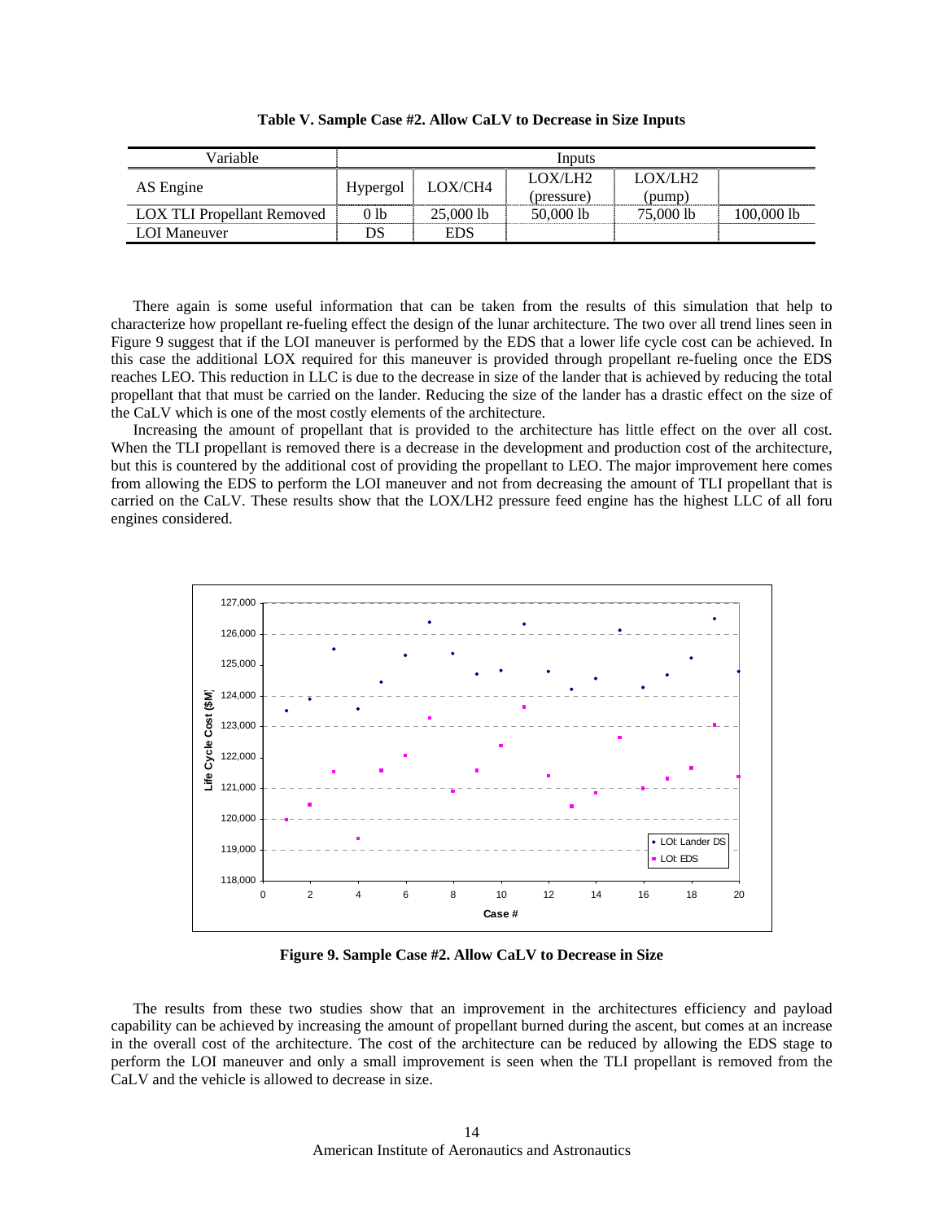**Table V. Sample Case #2. Allow CaLV to Decrease in Size Inputs**

| Variable | Inputs | | | | |
|---|---|---|---|---|---|
| AS Engine | Hypergol | LOX/CH4 | LOX/LH2 (pressure) | LOX/LH2 (pump) | |
| LOX TLI Propellant Removed | 0 lb | 25,000 lb | 50,000 lb | 75,000 lb | 100,000 lb |
| LOI Maneuver | DS | EDS | | | |

There again is some useful information that can be taken from the results of this simulation that help to characterize how propellant re-fueling effect the design of the lunar architecture. The two over all trend lines seen in Figure 9 suggest that if the LOI maneuver is performed by the EDS that a lower life cycle cost can be achieved. In this case the additional LOX required for this maneuver is provided through propellant re-fueling once the EDS reaches LEO. This reduction in LLC is due to the decrease in size of the lander that is achieved by reducing the total propellant that must be carried on the lander. Reducing the size of the lander has a drastic effect on the size of the CaLV which is one of the most costly elements of the architecture.

Increasing the amount of propellant that is provided to the architecture has little effect on the over all cost. When the TLI propellant is removed there is a decrease in the development and production cost of the architecture, but this is countered by the additional cost of providing the propellant to LEO. The major improvement here comes from allowing the EDS to perform the LOI maneuver and not from decreasing the amount of TLI propellant that is carried on the CaLV. These results show that the LOX/LH2 pressure feed engine has the highest LLC of all foru engines considered.

**Figure 9. Sample Case #2. Allow CaLV to Decrease in Size**

The results from these two studies show that an improvement in the architectures efficiency and payload capability can be achieved by increasing the amount of propellant burned during the ascent, but comes at an increase in the overall cost of the architecture. The cost of the architecture can be reduced by allowing the EDS stage to perform the LOI maneuver and only a small improvement is seen when the TLI propellant is removed from the CaLV and the vehicle is allowed to decrease in size.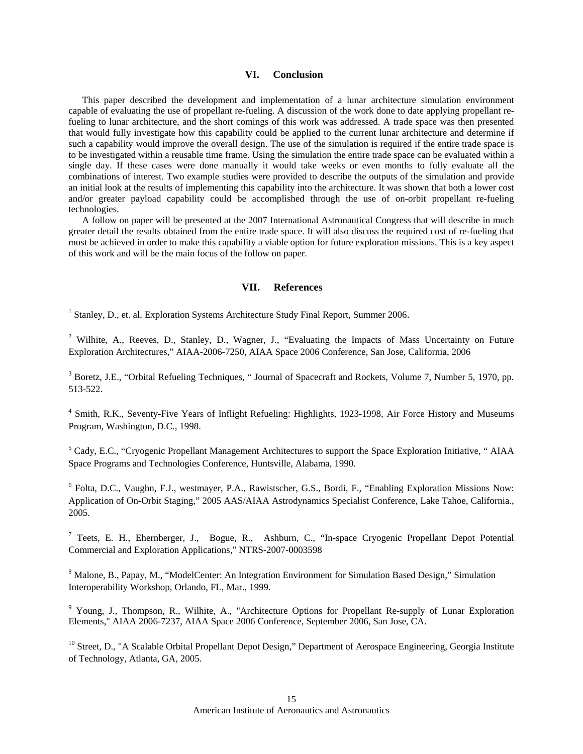## VI. Conclusion

This paper described the development and implementation of a lunar architecture simulation environment capable of evaluating the use of propellant re-fueling. A discussion of the work done to date applying propellant re-fueling to lunar architecture, and the short comings of this work was addressed. A trade space was then presented that would fully investigate how this capability could be applied to the current lunar architecture and determine if such a capability would improve the overall design. The use of the simulation is required if the entire trade space is to be investigated within a reusable time frame. Using the simulation the entire trade space can be evaluated within a single day. If these cases were done manually it would take weeks or even months to fully evaluate all the combinations of interest. Two example studies were provided to describe the outputs of the simulation and provide an initial look at the results of implementing this capability into the architecture. It was shown that both a lower cost and/or greater payload capability could be accomplished through the use of on-orbit propellant re-fueling technologies.

A follow on paper will be presented at the 2007 International Astronautical Congress that will describe in much greater detail the results obtained from the entire trade space. It will also discuss the required cost of re-fueling that must be achieved in order to make this capability a viable option for future exploration missions. This is a key aspect of this work and will be the main focus of the follow on paper.

## VII. References

[1] Stanley, D., et. al. Exploration Systems Architecture Study Final Report, Summer 2006.

[2] Wilhite, A., Reeves, D., Stanley, D., Wagner, J., "Evaluating the Impacts of Mass Uncertainty on Future Exploration Architectures," AIAA-2006-7250, AIAA Space 2006 Conference, San Jose, California, 2006

[3] Boretz, J.E., "Orbital Refueling Techniques, " Journal of Spacecraft and Rockets, Volume 7, Number 5, 1970, pp. 513-522.

[4] Smith, R.K., Seventy-Five Years of Inflight Refueling: Highlights, 1923-1998, Air Force History and Museums Program, Washington, D.C., 1998.

[5] Cady, E.C., "Cryogenic Propellant Management Architectures to support the Space Exploration Initiative, " AIAA Space Programs and Technologies Conference, Huntsville, Alabama, 1990.

[6] Folta, D.C., Vaughn, F.J., westmayer, P.A., Rawistscher, G.S., Bordi, F., "Enabling Exploration Missions Now: Application of On-Orbit Staging," 2005 AAS/AIAA Astrodynamics Specialist Conference, Lake Tahoe, California., 2005.

[7] Teets, E. H., Ehernberger, J., Bogue, R., Ashburn, C., "In-space Cryogenic Propellant Depot Potential Commercial and Exploration Applications," NTRS-2007-0003598

[8] Malone, B., Papay, M., "ModelCenter: An Integration Environment for Simulation Based Design," Simulation Interoperability Workshop, Orlando, FL, Mar., 1999.

[9] Young, J., Thompson, R., Wilhite, A., "Architecture Options for Propellant Re-supply of Lunar Exploration Elements," AIAA 2006-7237, AIAA Space 2006 Conference, September 2006, San Jose, CA.

[10] Street, D., "A Scalable Orbital Propellant Depot Design," Department of Aerospace Engineering, Georgia Institute of Technology, Atlanta, GA, 2005.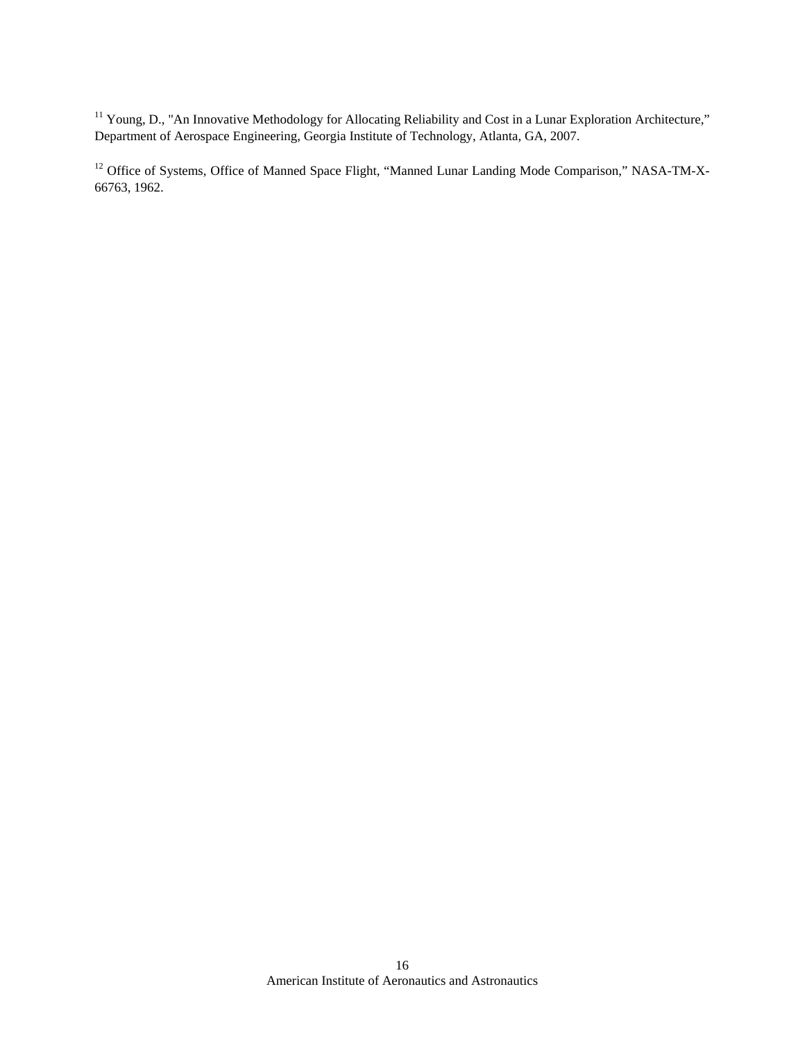[11] Young, D., "An Innovative Methodology for Allocating Reliability and Cost in a Lunar Exploration Architecture," Department of Aerospace Engineering, Georgia Institute of Technology, Atlanta, GA, 2007.

[12] Office of Systems, Office of Manned Space Flight, "Manned Lunar Landing Mode Comparison," NASA-TM-X-66763, 1962.